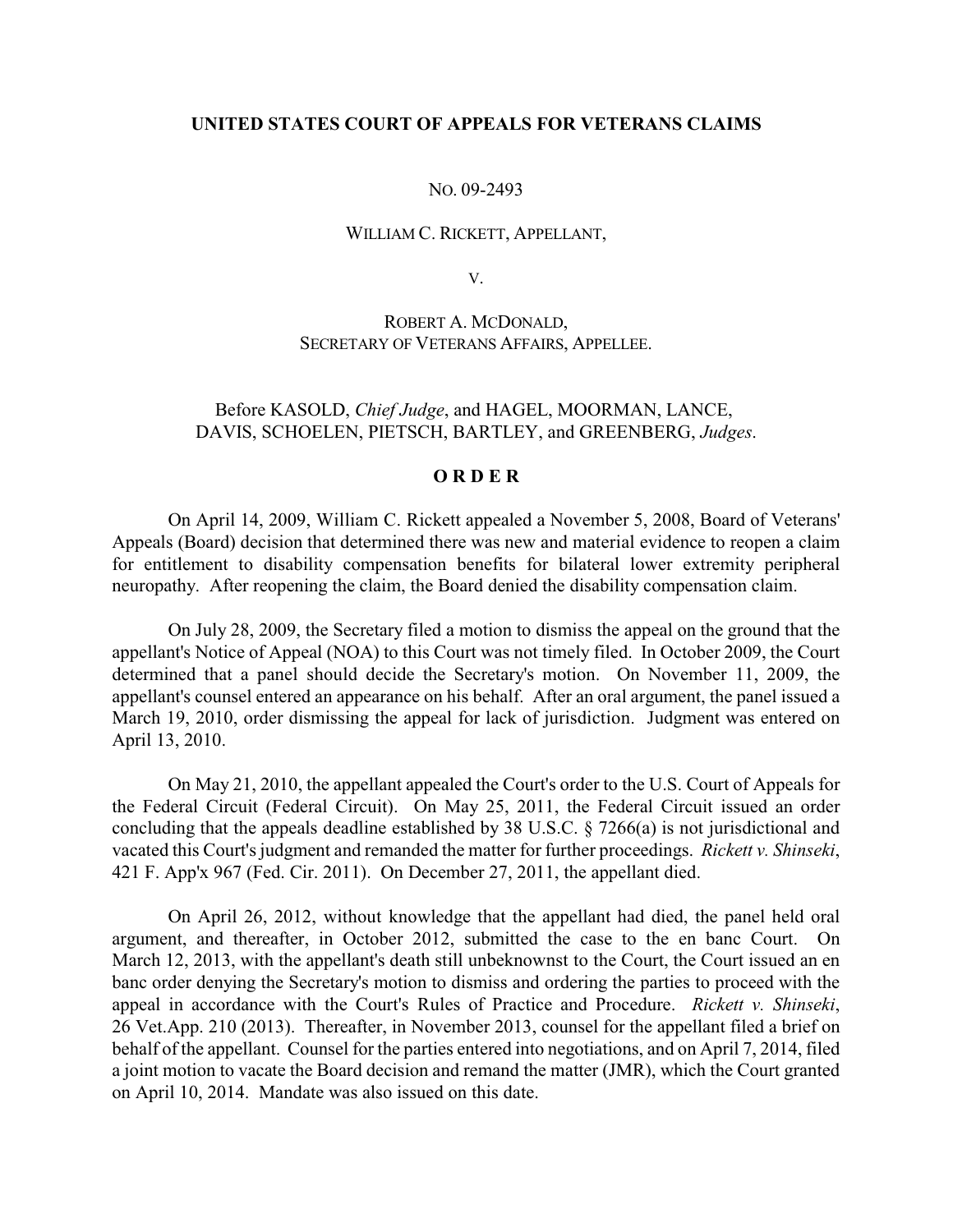**UNITED STATES COURT OF APPEALS FOR VETERANS CLAIMS**

NO. 09-2493

WILLIAM C. RICKETT, APPELLANT,

V.

ROBERT A. MCDONALD,
SECRETARY OF VETERANS AFFAIRS, APPELLEE.

Before KASOLD, *Chief Judge*, and HAGEL, MOORMAN, LANCE, DAVIS, SCHOELEN, PIETSCH, BARTLEY, and GREENBERG, *Judges*.

**O R D E R**

On April 14, 2009, William C. Rickett appealed a November 5, 2008, Board of Veterans' Appeals (Board) decision that determined there was new and material evidence to reopen a claim for entitlement to disability compensation benefits for bilateral lower extremity peripheral neuropathy. After reopening the claim, the Board denied the disability compensation claim.

On July 28, 2009, the Secretary filed a motion to dismiss the appeal on the ground that the appellant's Notice of Appeal (NOA) to this Court was not timely filed. In October 2009, the Court determined that a panel should decide the Secretary's motion. On November 11, 2009, the appellant's counsel entered an appearance on his behalf. After an oral argument, the panel issued a March 19, 2010, order dismissing the appeal for lack of jurisdiction. Judgment was entered on April 13, 2010.

On May 21, 2010, the appellant appealed the Court's order to the U.S. Court of Appeals for the Federal Circuit (Federal Circuit). On May 25, 2011, the Federal Circuit issued an order concluding that the appeals deadline established by 38 U.S.C. § 7266(a) is not jurisdictional and vacated this Court's judgment and remanded the matter for further proceedings. *Rickett v. Shinseki*, 421 F. App'x 967 (Fed. Cir. 2011). On December 27, 2011, the appellant died.

On April 26, 2012, without knowledge that the appellant had died, the panel held oral argument, and thereafter, in October 2012, submitted the case to the en banc Court. On March 12, 2013, with the appellant's death still unbeknownst to the Court, the Court issued an en banc order denying the Secretary's motion to dismiss and ordering the parties to proceed with the appeal in accordance with the Court's Rules of Practice and Procedure. *Rickett v. Shinseki*, 26 Vet.App. 210 (2013). Thereafter, in November 2013, counsel for the appellant filed a brief on behalf of the appellant. Counsel for the parties entered into negotiations, and on April 7, 2014, filed a joint motion to vacate the Board decision and remand the matter (JMR), which the Court granted on April 10, 2014. Mandate was also issued on this date.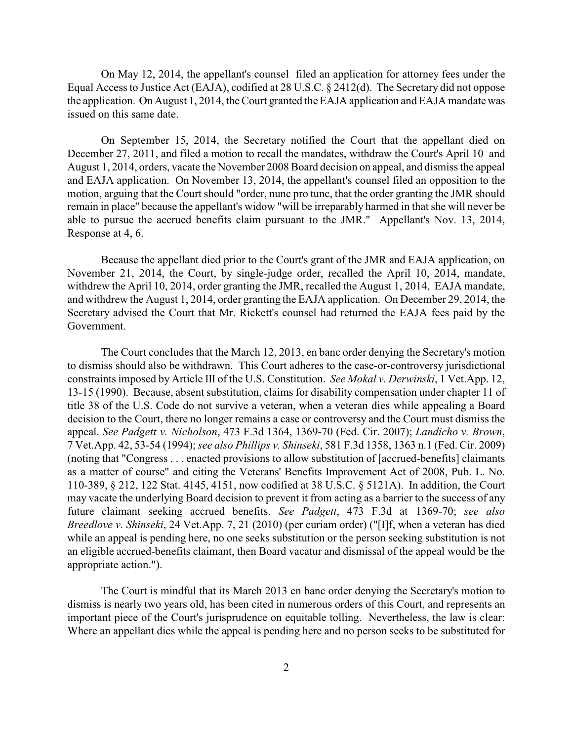On May 12, 2014, the appellant's counsel filed an application for attorney fees under the Equal Access to Justice Act (EAJA), codified at 28 U.S.C. § 2412(d). The Secretary did not oppose the application. On August 1, 2014, the Court granted the EAJA application and EAJA mandate was issued on this same date.

On September 15, 2014, the Secretary notified the Court that the appellant died on December 27, 2011, and filed a motion to recall the mandates, withdraw the Court's April 10 and August 1, 2014, orders, vacate the November 2008 Board decision on appeal, and dismiss the appeal and EAJA application. On November 13, 2014, the appellant's counsel filed an opposition to the motion, arguing that the Court should "order, nunc pro tunc, that the order granting the JMR should remain in place" because the appellant's widow "will be irreparably harmed in that she will never be able to pursue the accrued benefits claim pursuant to the JMR." Appellant's Nov. 13, 2014, Response at 4, 6.

Because the appellant died prior to the Court's grant of the JMR and EAJA application, on November 21, 2014, the Court, by single-judge order, recalled the April 10, 2014, mandate, withdrew the April 10, 2014, order granting the JMR, recalled the August 1, 2014, EAJA mandate, and withdrew the August 1, 2014, order granting the EAJA application. On December 29, 2014, the Secretary advised the Court that Mr. Rickett's counsel had returned the EAJA fees paid by the Government.

The Court concludes that the March 12, 2013, en banc order denying the Secretary's motion to dismiss should also be withdrawn. This Court adheres to the case-or-controversy jurisdictional constraints imposed by Article III of the U.S. Constitution. *See Mokal v. Derwinski*, 1 Vet.App. 12, 13-15 (1990). Because, absent substitution, claims for disability compensation under chapter 11 of title 38 of the U.S. Code do not survive a veteran, when a veteran dies while appealing a Board decision to the Court, there no longer remains a case or controversy and the Court must dismiss the appeal. *See Padgett v. Nicholson*, 473 F.3d 1364, 1369-70 (Fed. Cir. 2007); *Landicho v. Brown*, 7 Vet.App. 42, 53-54 (1994); *see also Phillips v. Shinseki*, 581 F.3d 1358, 1363 n.1 (Fed. Cir. 2009) (noting that "Congress . . . enacted provisions to allow substitution of [accrued-benefits] claimants as a matter of course" and citing the Veterans' Benefits Improvement Act of 2008, Pub. L. No. 110-389, § 212, 122 Stat. 4145, 4151, now codified at 38 U.S.C. § 5121A). In addition, the Court may vacate the underlying Board decision to prevent it from acting as a barrier to the success of any future claimant seeking accrued benefits. *See Padgett*, 473 F.3d at 1369-70; *see also Breedlove v. Shinseki*, 24 Vet.App. 7, 21 (2010) (per curiam order) ("[I]f, when a veteran has died while an appeal is pending here, no one seeks substitution or the person seeking substitution is not an eligible accrued-benefits claimant, then Board vacatur and dismissal of the appeal would be the appropriate action.").

The Court is mindful that its March 2013 en banc order denying the Secretary's motion to dismiss is nearly two years old, has been cited in numerous orders of this Court, and represents an important piece of the Court's jurisprudence on equitable tolling. Nevertheless, the law is clear: Where an appellant dies while the appeal is pending here and no person seeks to be substituted for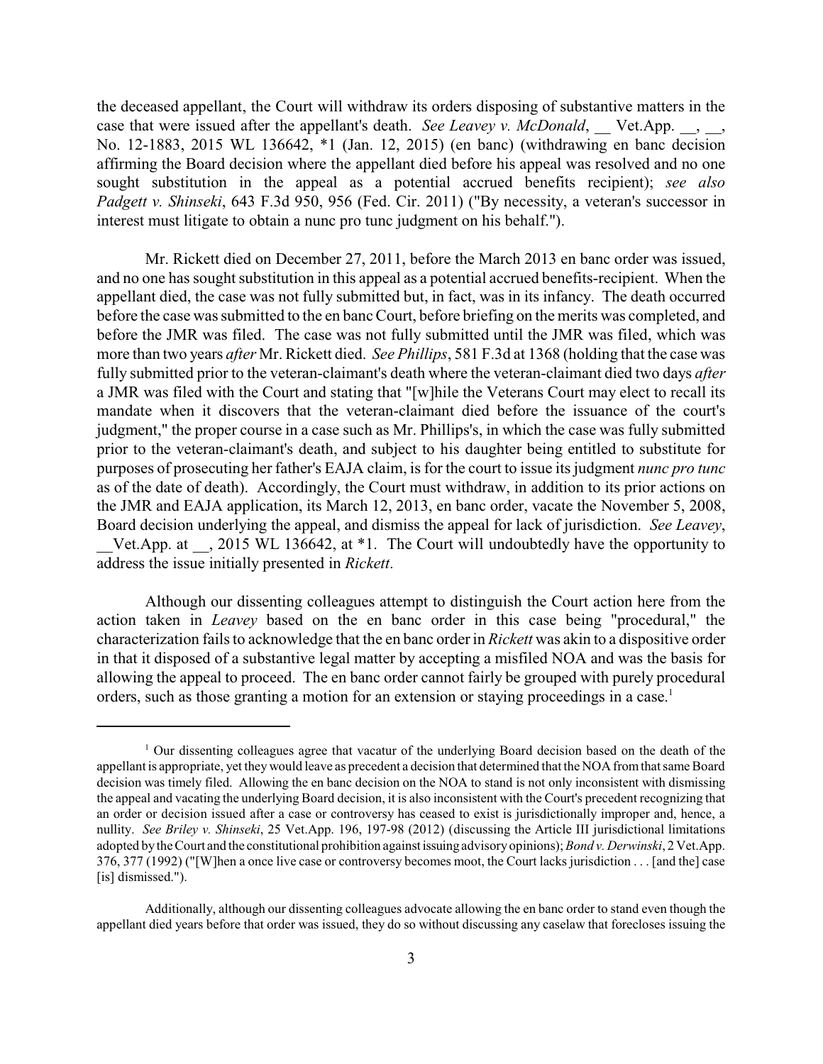the deceased appellant, the Court will withdraw its orders disposing of substantive matters in the case that were issued after the appellant's death. *See Leavey v. McDonald*, __ Vet.App. __, __, No. 12-1883, 2015 WL 136642, *1 (Jan. 12, 2015) (en banc) (withdrawing en banc decision affirming the Board decision where the appellant died before his appeal was resolved and no one sought substitution in the appeal as a potential accrued benefits recipient); *see also Padgett v. Shinseki*, 643 F.3d 950, 956 (Fed. Cir. 2011) ("By necessity, a veteran's successor in interest must litigate to obtain a nunc pro tunc judgment on his behalf.").

Mr. Rickett died on December 27, 2011, before the March 2013 en banc order was issued, and no one has sought substitution in this appeal as a potential accrued benefits-recipient. When the appellant died, the case was not fully submitted but, in fact, was in its infancy. The death occurred before the case was submitted to the en banc Court, before briefing on the merits was completed, and before the JMR was filed. The case was not fully submitted until the JMR was filed, which was more than two years *after* Mr. Rickett died. *See Phillips*, 581 F.3d at 1368 (holding that the case was fully submitted prior to the veteran-claimant's death where the veteran-claimant died two days *after* a JMR was filed with the Court and stating that "[w]hile the Veterans Court may elect to recall its mandate when it discovers that the veteran-claimant died before the issuance of the court's judgment," the proper course in a case such as Mr. Phillips's, in which the case was fully submitted prior to the veteran-claimant's death, and subject to his daughter being entitled to substitute for purposes of prosecuting her father's EAJA claim, is for the court to issue its judgment *nunc pro tunc* as of the date of death). Accordingly, the Court must withdraw, in addition to its prior actions on the JMR and EAJA application, its March 12, 2013, en banc order, vacate the November 5, 2008, Board decision underlying the appeal, and dismiss the appeal for lack of jurisdiction. *See Leavey*, __Vet.App. at __, 2015 WL 136642, at *1. The Court will undoubtedly have the opportunity to address the issue initially presented in *Rickett*.

Although our dissenting colleagues attempt to distinguish the Court action here from the action taken in *Leavey* based on the en banc order in this case being "procedural," the characterization fails to acknowledge that the en banc order in *Rickett* was akin to a dispositive order in that it disposed of a substantive legal matter by accepting a misfiled NOA and was the basis for allowing the appeal to proceed. The en banc order cannot fairly be grouped with purely procedural orders, such as those granting a motion for an extension or staying proceedings in a case.[1]

---

[1] Our dissenting colleagues agree that vacatur of the underlying Board decision based on the death of the appellant is appropriate, yet they would leave as precedent a decision that determined that the NOA from that same Board decision was timely filed. Allowing the en banc decision on the NOA to stand is not only inconsistent with dismissing the appeal and vacating the underlying Board decision, it is also inconsistent with the Court's precedent recognizing that an order or decision issued after a case or controversy has ceased to exist is jurisdictionally improper and, hence, a nullity. *See Briley v. Shinseki*, 25 Vet.App. 196, 197-98 (2012) (discussing the Article III jurisdictional limitations adopted by the Court and the constitutional prohibition against issuing advisory opinions); *Bond v. Derwinski*, 2 Vet.App. 376, 377 (1992) ("[W]hen a once live case or controversy becomes moot, the Court lacks jurisdiction . . . [and the] case [is] dismissed.").

Additionally, although our dissenting colleagues advocate allowing the en banc order to stand even though the appellant died years before that order was issued, they do so without discussing any caselaw that forecloses issuing the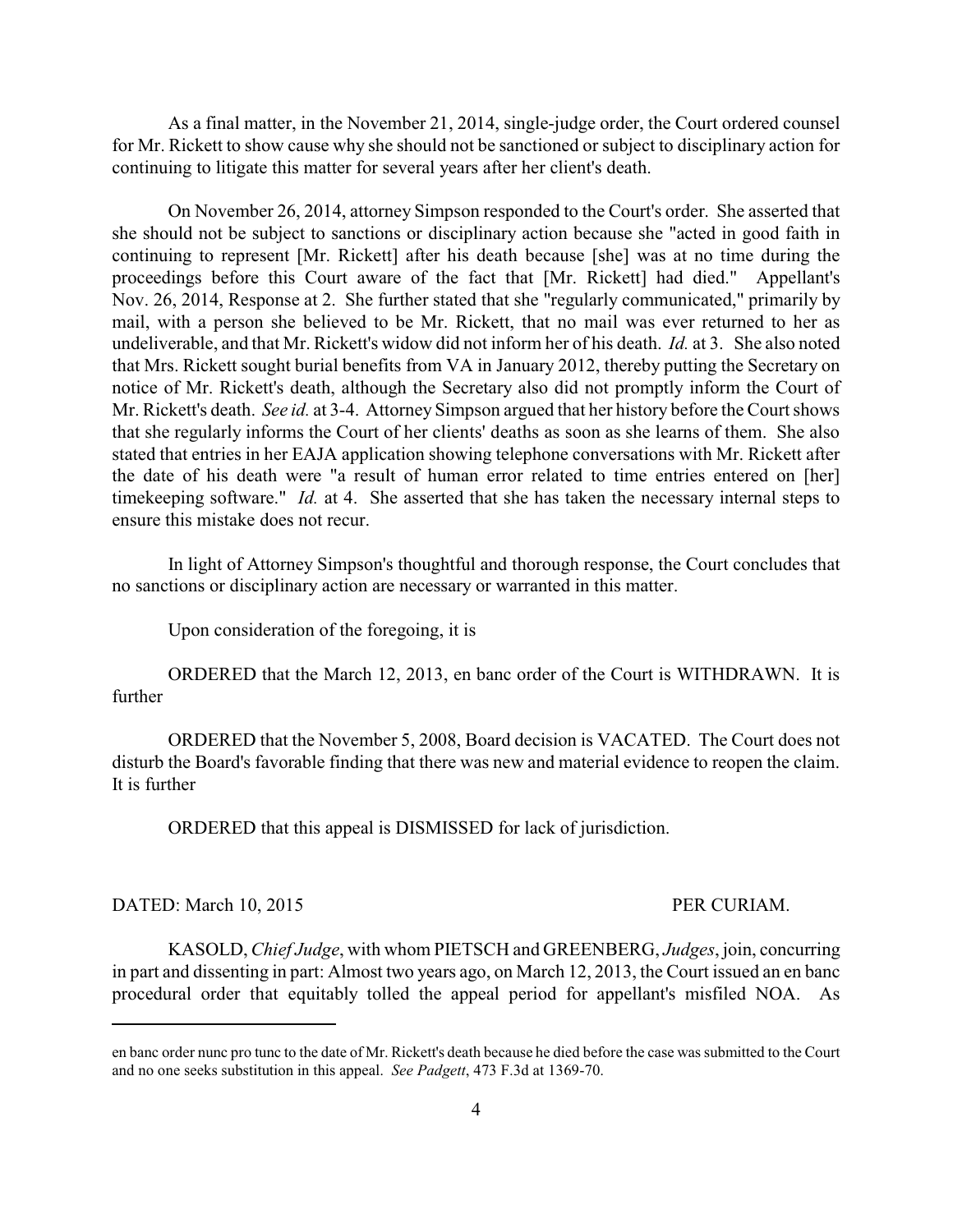As a final matter, in the November 21, 2014, single-judge order, the Court ordered counsel for Mr. Rickett to show cause why she should not be sanctioned or subject to disciplinary action for continuing to litigate this matter for several years after her client's death.

On November 26, 2014, attorney Simpson responded to the Court's order. She asserted that she should not be subject to sanctions or disciplinary action because she "acted in good faith in continuing to represent [Mr. Rickett] after his death because [she] was at no time during the proceedings before this Court aware of the fact that [Mr. Rickett] had died." Appellant's Nov. 26, 2014, Response at 2. She further stated that she "regularly communicated," primarily by mail, with a person she believed to be Mr. Rickett, that no mail was ever returned to her as undeliverable, and that Mr. Rickett's widow did not inform her of his death. *Id.* at 3. She also noted that Mrs. Rickett sought burial benefits from VA in January 2012, thereby putting the Secretary on notice of Mr. Rickett's death, although the Secretary also did not promptly inform the Court of Mr. Rickett's death. *See id.* at 3-4. Attorney Simpson argued that her history before the Court shows that she regularly informs the Court of her clients' deaths as soon as she learns of them. She also stated that entries in her EAJA application showing telephone conversations with Mr. Rickett after the date of his death were "a result of human error related to time entries entered on [her] timekeeping software." *Id.* at 4. She asserted that she has taken the necessary internal steps to ensure this mistake does not recur.

In light of Attorney Simpson's thoughtful and thorough response, the Court concludes that no sanctions or disciplinary action are necessary or warranted in this matter.

Upon consideration of the foregoing, it is

ORDERED that the March 12, 2013, en banc order of the Court is WITHDRAWN. It is further

ORDERED that the November 5, 2008, Board decision is VACATED. The Court does not disturb the Board's favorable finding that there was new and material evidence to reopen the claim. It is further

ORDERED that this appeal is DISMISSED for lack of jurisdiction.

DATED: March 10, 2015 PER CURIAM.

KASOLD, *Chief Judge*, with whom PIETSCH and GREENBERG, *Judges*, join, concurring in part and dissenting in part: Almost two years ago, on March 12, 2013, the Court issued an en banc procedural order that equitably tolled the appeal period for appellant's misfiled NOA. As

---

en banc order nunc pro tunc to the date of Mr. Rickett's death because he died before the case was submitted to the Court and no one seeks substitution in this appeal. *See Padgett*, 473 F.3d at 1369-70.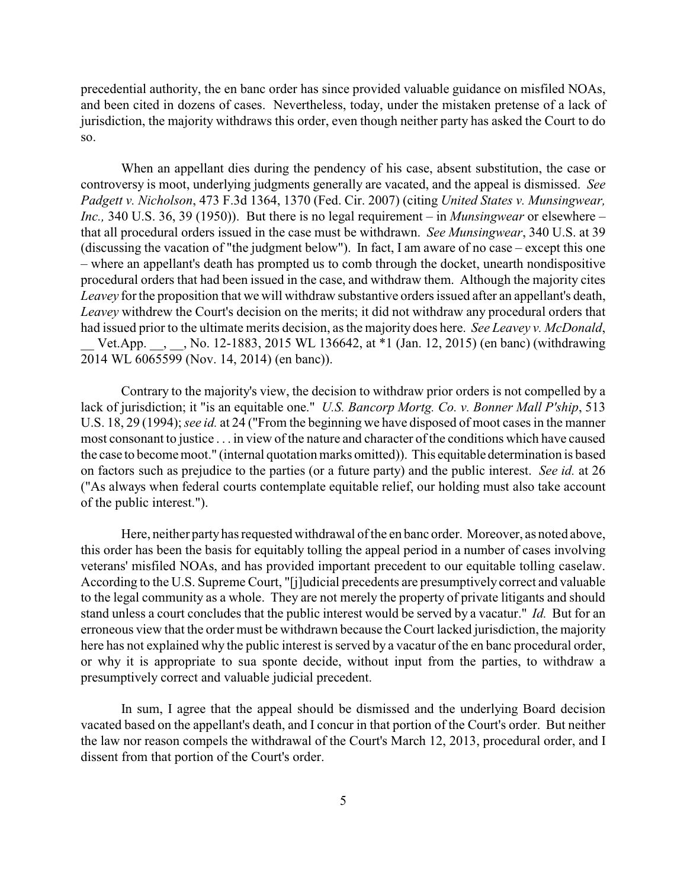precedential authority, the en banc order has since provided valuable guidance on misfiled NOAs, and been cited in dozens of cases. Nevertheless, today, under the mistaken pretense of a lack of jurisdiction, the majority withdraws this order, even though neither party has asked the Court to do so.

When an appellant dies during the pendency of his case, absent substitution, the case or controversy is moot, underlying judgments generally are vacated, and the appeal is dismissed. *See Padgett v. Nicholson*, 473 F.3d 1364, 1370 (Fed. Cir. 2007) (citing *United States v. Munsingwear, Inc.,* 340 U.S. 36, 39 (1950)). But there is no legal requirement – in *Munsingwear* or elsewhere – that all procedural orders issued in the case must be withdrawn. *See Munsingwear*, 340 U.S. at 39 (discussing the vacation of "the judgment below"). In fact, I am aware of no case – except this one – where an appellant's death has prompted us to comb through the docket, unearth nondispositive procedural orders that had been issued in the case, and withdraw them. Although the majority cites *Leavey* for the proposition that we will withdraw substantive orders issued after an appellant's death, *Leavey* withdrew the Court's decision on the merits; it did not withdraw any procedural orders that had issued prior to the ultimate merits decision, as the majority does here. *See Leavey v. McDonald*, __ Vet.App. __, __, No. 12-1883, 2015 WL 136642, at *1 (Jan. 12, 2015) (en banc) (withdrawing 2014 WL 6065599 (Nov. 14, 2014) (en banc)).

Contrary to the majority's view, the decision to withdraw prior orders is not compelled by a lack of jurisdiction; it "is an equitable one." *U.S. Bancorp Mortg. Co. v. Bonner Mall P'ship*, 513 U.S. 18, 29 (1994); *see id.* at 24 ("From the beginning we have disposed of moot cases in the manner most consonant to justice . . . in view of the nature and character of the conditions which have caused the case to become moot." (internal quotation marks omitted)). This equitable determination is based on factors such as prejudice to the parties (or a future party) and the public interest. *See id.* at 26 ("As always when federal courts contemplate equitable relief, our holding must also take account of the public interest.").

Here, neither party has requested withdrawal of the en banc order. Moreover, as noted above, this order has been the basis for equitably tolling the appeal period in a number of cases involving veterans' misfiled NOAs, and has provided important precedent to our equitable tolling caselaw. According to the U.S. Supreme Court, "[j]udicial precedents are presumptively correct and valuable to the legal community as a whole. They are not merely the property of private litigants and should stand unless a court concludes that the public interest would be served by a vacatur." *Id.* But for an erroneous view that the order must be withdrawn because the Court lacked jurisdiction, the majority here has not explained why the public interest is served by a vacatur of the en banc procedural order, or why it is appropriate to sua sponte decide, without input from the parties, to withdraw a presumptively correct and valuable judicial precedent.

In sum, I agree that the appeal should be dismissed and the underlying Board decision vacated based on the appellant's death, and I concur in that portion of the Court's order. But neither the law nor reason compels the withdrawal of the Court's March 12, 2013, procedural order, and I dissent from that portion of the Court's order.